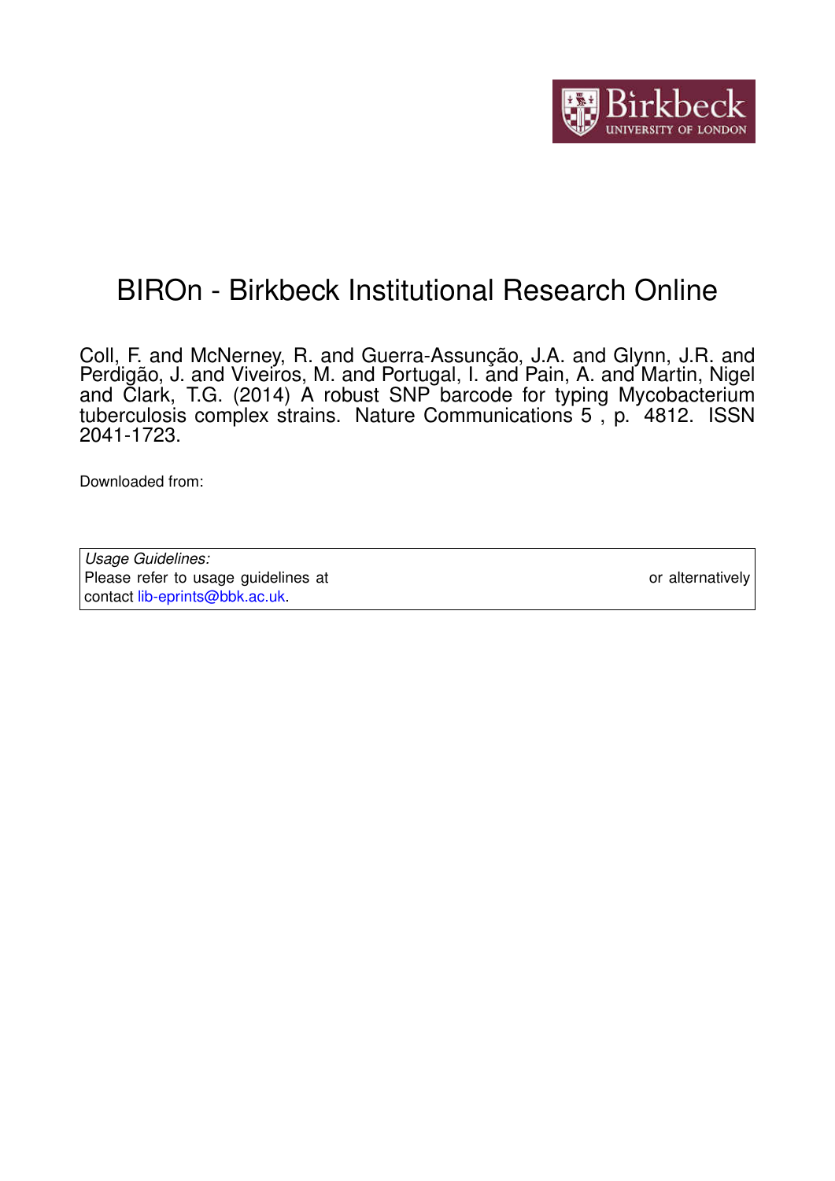# BIROn - Birkbeck Institutional Research Online

Coll, F. and McNerney, R. and Guerra-Assunção, J.A. and Glynn, J.R. and Perdigão, J. and Viveiros, M. and Portugal, I. and Pain, A. and Martin, Nigel and Clark, T.G. (2014) A robust SNP barcode for typing Mycobacterium tuberculosis complex strains. Nature Communications 5 , p. 4812. ISSN 2041-1723.

Downloaded from:

*Usage Guidelines:*
Please refer to usage guidelines at or alternatively contact lib-eprints@bbk.ac.uk.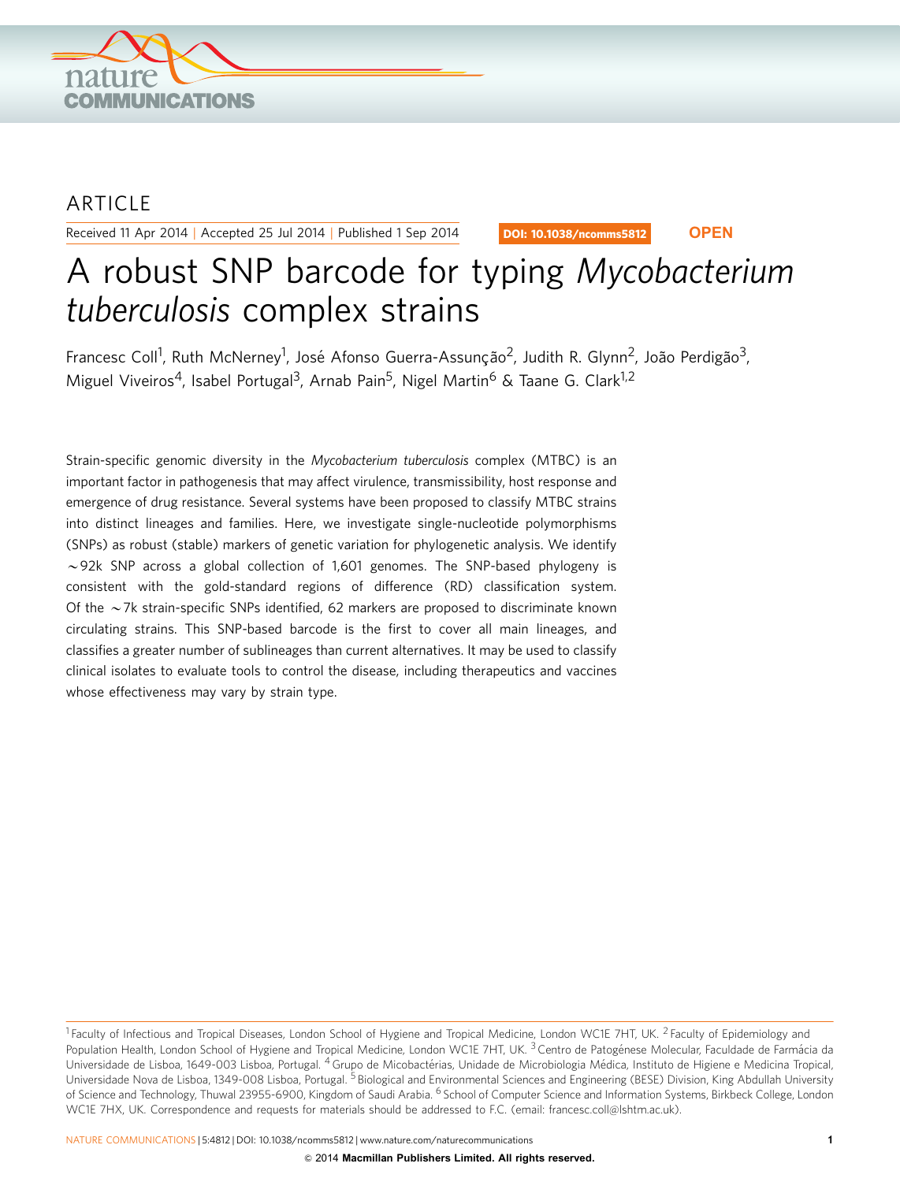ARTICLE

Received 11 Apr 2014 | Accepted 25 Jul 2014 | Published 1 Sep 2014

DOI: 10.1038/ncomms5812

OPEN

# A robust SNP barcode for typing *Mycobacterium tuberculosis* complex strains

Francesc Coll[1], Ruth McNerney[1], José Afonso Guerra-Assunção[2], Judith R. Glynn[2], João Perdigão[3], Miguel Viveiros[4], Isabel Portugal[3], Arnab Pain[5], Nigel Martin[6] & Taane G. Clark[1,2]

Strain-specific genomic diversity in the *Mycobacterium tuberculosis* complex (MTBC) is an important factor in pathogenesis that may affect virulence, transmissibility, host response and emergence of drug resistance. Several systems have been proposed to classify MTBC strains into distinct lineages and families. Here, we investigate single-nucleotide polymorphisms (SNPs) as robust (stable) markers of genetic variation for phylogenetic analysis. We identify ~92k SNP across a global collection of 1,601 genomes. The SNP-based phylogeny is consistent with the gold-standard regions of difference (RD) classification system. Of the ~7k strain-specific SNPs identified, 62 markers are proposed to discriminate known circulating strains. This SNP-based barcode is the first to cover all main lineages, and classifies a greater number of sublineages than current alternatives. It may be used to classify clinical isolates to evaluate tools to control the disease, including therapeutics and vaccines whose effectiveness may vary by strain type.

---

[1] Faculty of Infectious and Tropical Diseases, London School of Hygiene and Tropical Medicine, London WC1E 7HT, UK. [2] Faculty of Epidemiology and Population Health, London School of Hygiene and Tropical Medicine, London WC1E 7HT, UK. [3] Centro de Patogénese Molecular, Faculdade de Farmácia da Universidade de Lisboa, 1649-003 Lisboa, Portugal. [4] Grupo de Micobactérias, Unidade de Microbiologia Médica, Instituto de Higiene e Medicina Tropical, Universidade Nova de Lisboa, 1349-008 Lisboa, Portugal. [5] Biological and Environmental Sciences and Engineering (BESE) Division, King Abdullah University of Science and Technology, Thuwal 23955-6900, Kingdom of Saudi Arabia. [6] School of Computer Science and Information Systems, Birkbeck College, London WC1E 7HX, UK. Correspondence and requests for materials should be addressed to F.C. (email: francesc.coll@lshtm.ac.uk).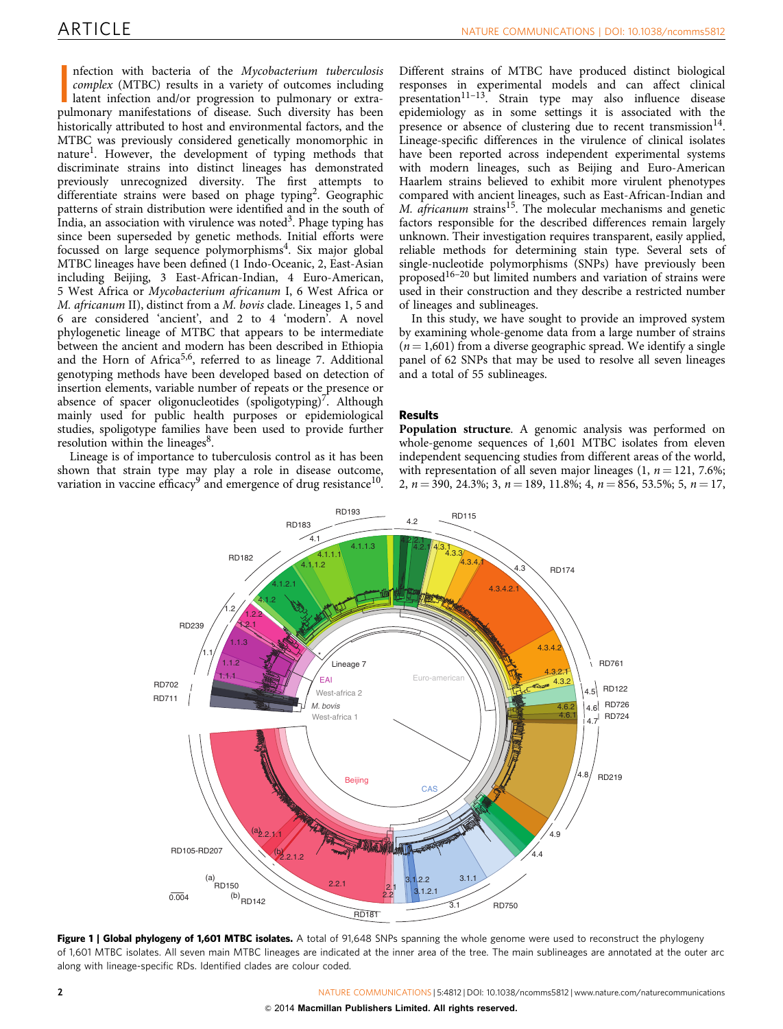Infection with bacteria of the *Mycobacterium tuberculosis complex* (MTBC) results in a variety of outcomes including latent infection and/or progression to pulmonary or extrapulmonary manifestations of disease. Such diversity has been historically attributed to host and environmental factors, and the MTBC was previously considered genetically monomorphic in nature[1]. However, the development of typing methods that discriminate strains into distinct lineages has demonstrated previously unrecognized diversity. The first attempts to differentiate strains were based on phage typing[2]. Geographic patterns of strain distribution were identified and in the south of India, an association with virulence was noted[3]. Phage typing has since been superseded by genetic methods. Initial efforts were focussed on large sequence polymorphisms[4]. Six major global MTBC lineages have been defined (1 Indo-Oceanic, 2, East-Asian including Beijing, 3 East-African-Indian, 4 Euro-American, 5 West Africa or *Mycobacterium africanum* I, 6 West Africa or *M. africanum* II), distinct from a *M. bovis* clade. Lineages 1, 5 and 6 are considered 'ancient', and 2 to 4 'modern'. A novel phylogenetic lineage of MTBC that appears to be intermediate between the ancient and modern has been described in Ethiopia and the Horn of Africa[5,6], referred to as lineage 7. Additional genotyping methods have been developed based on detection of insertion elements, variable number of repeats or the presence or absence of spacer oligonucleotides (spoligotyping)[7]. Although mainly used for public health purposes or epidemiological studies, spoligotype families have been used to provide further resolution within the lineages[8].

Lineage is of importance to tuberculosis control as it has been shown that strain type may play a role in disease outcome, variation in vaccine efficacy[9] and emergence of drug resistance[10]. Different strains of MTBC have produced distinct biological responses in experimental models and can affect clinical presentation[11–13]. Strain type may also influence disease epidemiology as in some settings it is associated with the presence or absence of clustering due to recent transmission[14]. Lineage-specific differences in the virulence of clinical isolates have been reported across independent experimental systems with modern lineages, such as Beijing and Euro-American Haarlem strains believed to exhibit more virulent phenotypes compared with ancient lineages, such as East-African-Indian and *M. africanum* strains[15]. The molecular mechanisms and genetic factors responsible for the described differences remain largely unknown. Their investigation requires transparent, easily applied, reliable methods for determining stain type. Several sets of single-nucleotide polymorphisms (SNPs) have previously been proposed[16–20] but limited numbers and variation of strains were used in their construction and they describe a restricted number of lineages and sublineages.

In this study, we have sought to provide an improved system by examining whole-genome data from a large number of strains ($n = 1{,}601$) from a diverse geographic spread. We identify a single panel of 62 SNPs that may be used to resolve all seven lineages and a total of 55 sublineages.

## Results

**Population structure**. A genomic analysis was performed on whole-genome sequences of 1,601 MTBC isolates from eleven independent sequencing studies from different areas of the world, with representation of all seven major lineages (1, $n = 121$, 7.6%; 2, $n = 390$, 24.3%; 3, $n = 189$, 11.8%; 4, $n = 856$, 53.5%; 5, $n = 17$,

**Figure 1 | Global phylogeny of 1,601 MTBC isolates.** A total of 91,648 SNPs spanning the whole genome were used to reconstruct the phylogeny of 1,601 MTBC isolates. All seven main MTBC lineages are indicated at the inner area of the tree. The main sublineages are annotated at the outer arc along with lineage-specific RDs. Identified clades are colour coded.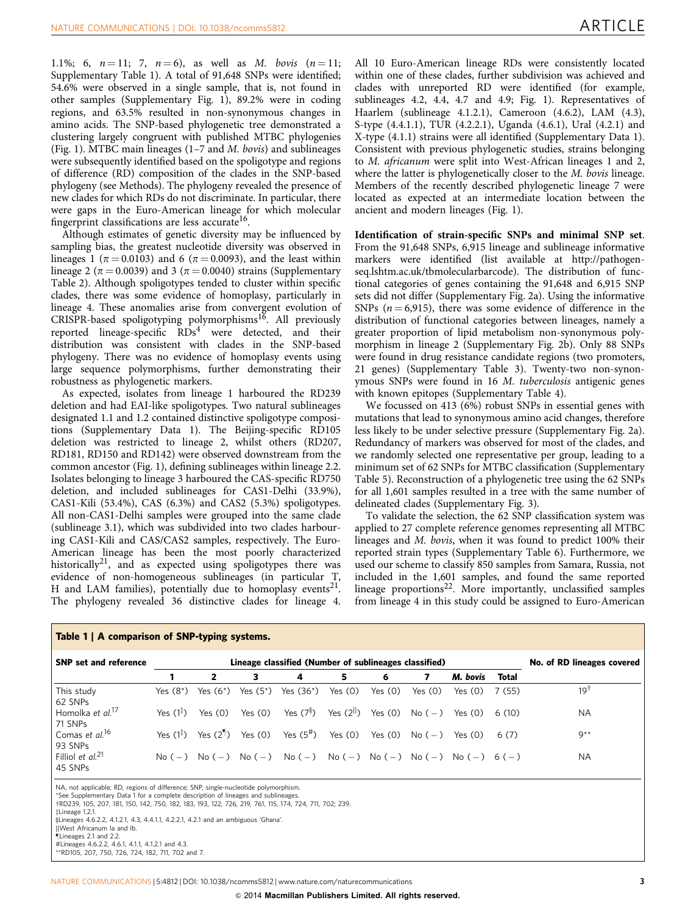1.1%; 6, $n=11$; 7, $n=6$), as well as *M. bovis* ($n=11$; Supplementary Table 1). A total of 91,648 SNPs were identified; 54.6% were observed in a single sample, that is, not found in other samples (Supplementary Fig. 1), 89.2% were in coding regions, and 63.5% resulted in non-synonymous changes in amino acids. The SNP-based phylogenetic tree demonstrated a clustering largely congruent with published MTBC phylogenies (Fig. 1). MTBC main lineages (1–7 and *M. bovis*) and sublineages were subsequently identified based on the spoligotype and regions of difference (RD) composition of the clades in the SNP-based phylogeny (see Methods). The phylogeny revealed the presence of new clades for which RDs do not discriminate. In particular, there were gaps in the Euro-American lineage for which molecular fingerprint classifications are less accurate[16].

Although estimates of genetic diversity may be influenced by sampling bias, the greatest nucleotide diversity was observed in lineages 1 ($\pi=0.0103$) and 6 ($\pi=0.0093$), and the least within lineage 2 ($\pi=0.0039$) and 3 ($\pi=0.0040$) strains (Supplementary Table 2). Although spoligotypes tended to cluster within specific clades, there was some evidence of homoplasy, particularly in lineage 4. These anomalies arise from convergent evolution of CRISPR-based spoligotyping polymorphisms[16]. All previously reported lineage-specific RDs[4] were detected, and their distribution was consistent with clades in the SNP-based phylogeny. There was no evidence of homoplasy events using large sequence polymorphisms, further demonstrating their robustness as phylogenetic markers.

As expected, isolates from lineage 1 harboured the RD239 deletion and had EAI-like spoligotypes. Two natural sublineages designated 1.1 and 1.2 contained distinctive spoligotype compositions (Supplementary Data 1). The Beijing-specific RD105 deletion was restricted to lineage 2, whilst others (RD207, RD181, RD150 and RD142) were observed downstream from the common ancestor (Fig. 1), defining sublineages within lineage 2.2. Isolates belonging to lineage 3 harboured the CAS-specific RD750 deletion, and included sublineages for CAS1-Delhi (33.9%), CAS1-Kili (53.4%), CAS (6.3%) and CAS2 (5.3%) spoligotypes. All non-CAS1-Delhi samples were grouped into the same clade (sublineage 3.1), which was subdivided into two clades harbouring CAS1-Kili and CAS/CAS2 samples, respectively. The Euro-American lineage has been the most poorly characterized historically[21], and as expected using spoligotypes there was evidence of non-homogeneous sublineages (in particular T, H and LAM families), potentially due to homoplasy events[21]. The phylogeny revealed 36 distinctive clades for lineage 4. All 10 Euro-American lineage RDs were consistently located within one of these clades, further subdivision was achieved and clades with unreported RD were identified (for example, sublineages 4.2, 4.4, 4.7 and 4.9; Fig. 1). Representatives of Haarlem (sublineage 4.1.2.1), Cameroon (4.6.2), LAM (4.3), S-type (4.4.1.1), TUR (4.2.2.1), Uganda (4.6.1), Ural (4.2.1) and X-type (4.1.1) strains were all identified (Supplementary Data 1). Consistent with previous phylogenetic studies, strains belonging to *M. africanum* were split into West-African lineages 1 and 2, where the latter is phylogenetically closer to the *M. bovis* lineage. Members of the recently described phylogenetic lineage 7 were located as expected at an intermediate location between the ancient and modern lineages (Fig. 1).

**Identification of strain-specific SNPs and minimal SNP set.** From the 91,648 SNPs, 6,915 lineage and sublineage informative markers were identified (list available at http://pathogenseq.lshtm.ac.uk/tbmolecularbarcode). The distribution of functional categories of genes containing the 91,648 and 6,915 SNP sets did not differ (Supplementary Fig. 2a). Using the informative SNPs ($n=6,915$), there was some evidence of difference in the distribution of functional categories between lineages, namely a greater proportion of lipid metabolism non-synonymous polymorphism in lineage 2 (Supplementary Fig. 2b). Only 88 SNPs were found in drug resistance candidate regions (two promoters, 21 genes) (Supplementary Table 3). Twenty-two non-synonymous SNPs were found in 16 *M. tuberculosis* antigenic genes with known epitopes (Supplementary Table 4).

We focussed on 413 (6%) robust SNPs in essential genes with mutations that lead to synonymous amino acid changes, therefore less likely to be under selective pressure (Supplementary Fig. 2a). Redundancy of markers was observed for most of the clades, and we randomly selected one representative per group, leading to a minimum set of 62 SNPs for MTBC classification (Supplementary Table 5). Reconstruction of a phylogenetic tree using the 62 SNPs for all 1,601 samples resulted in a tree with the same number of delineated clades (Supplementary Fig. 3).

To validate the selection, the 62 SNP classification system was applied to 27 complete reference genomes representing all MTBC lineages and *M. bovis*, when it was found to predict 100% their reported strain types (Supplementary Table 6). Furthermore, we used our scheme to classify 850 samples from Samara, Russia, not included in the 1,601 samples, and found the same reported lineage proportions[22]. More importantly, unclassified samples from lineage 4 in this study could be assigned to Euro-American

**Table 1 | A comparison of SNP-typing systems.**

| SNP set and reference | Lineage classified (Number of sublineages classified) | | | | | | | | | No. of RD lineages covered |
|---|---|---|---|---|---|---|---|---|---|---|
| | 1 | 2 | 3 | 4 | 5 | 6 | 7 | *M. bovis* | Total | |
| This study 62 SNPs | Yes (8*) | Yes (6*) | Yes (5*) | Yes (36*) | Yes (0) | Yes (0) | Yes (0) | Yes (0) | 7 (55) | 19† |
| Homolka *et al.*[17] 71 SNPs | Yes (1‡) | Yes (0) | Yes (0) | Yes (7§) | Yes (2‖) | Yes (0) | No (−) | Yes (0) | 6 (10) | NA |
| Comas *et al.*[16] 93 SNPs | Yes (1‡) | Yes (2¶) | Yes (0) | Yes (5#) | Yes (0) | Yes (0) | No (−) | Yes (0) | 6 (7) | 9** |
| Filliol *et al.*[21] 45 SNPs | No (−) | No (−) | No (−) | No (−) | No (−) | No (−) | No (−) | No (−) | 6 (−) | NA |

NA, not applicable; RD, regions of difference; SNP, single-nucleotide polymorphism.
*See Supplementary Data 1 for a complete description of lineages and sublineages.
†RD239, 105, 207, 181, 150, 142, 750, 182, 183, 193, 122, 726, 219, 761, 115, 174, 724, 711, 702; 239.
‡Lineage 1.2.1.
§Lineages 4.6.2.2, 4.1.2.1, 4.3, 4.4.1.1, 4.2.2.1, 4.2.1 and an ambiguous 'Ghana'.
‖West Africanum Ia and Ib.
¶Lineages 2.1 and 2.2.
#Lineages 4.6.2.2, 4.6.1, 4.1.1, 4.1.2.1 and 4.3.
**RD105, 207, 750, 726, 724, 182, 711, 702 and 7.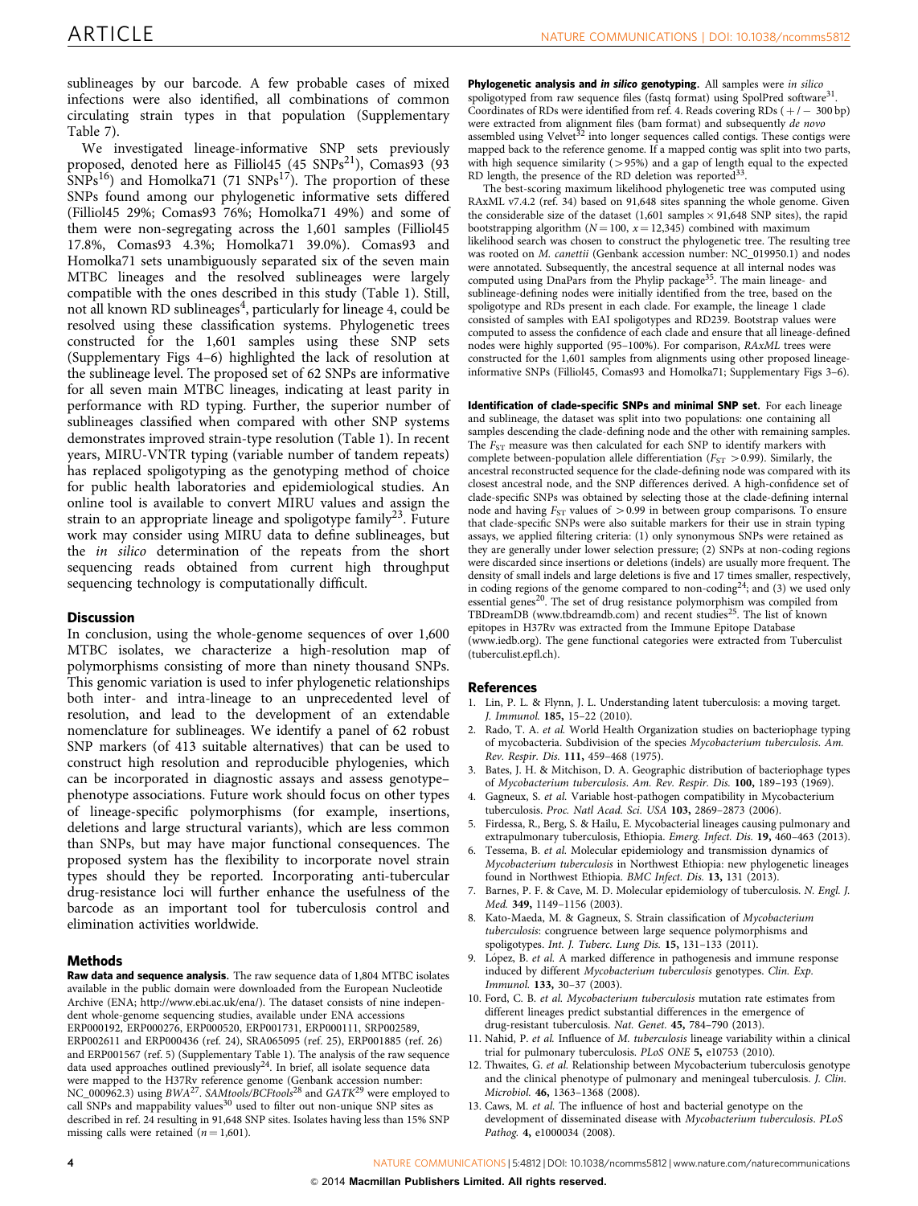sublineages by our barcode. A few probable cases of mixed infections were also identified, all combinations of common circulating strain types in that population (Supplementary Table 7).

We investigated lineage-informative SNP sets previously proposed, denoted here as Filliol45 (45 SNPs[21]), Comas93 (93 SNPs[16]) and Homolka71 (71 SNPs[17]). The proportion of these SNPs found among our phylogenetic informative sets differed (Filliol45 29%; Comas93 76%; Homolka71 49%) and some of them were non-segregating across the 1,601 samples (Filliol45 17.8%, Comas93 4.3%; Homolka71 39.0%). Comas93 and Homolka71 sets unambiguously separated six of the seven main MTBC lineages and the resolved sublineages were largely compatible with the ones described in this study (Table 1). Still, not all known RD sublineages[4], particularly for lineage 4, could be resolved using these classification systems. Phylogenetic trees constructed for the 1,601 samples using these SNP sets (Supplementary Figs 4–6) highlighted the lack of resolution at the sublineage level. The proposed set of 62 SNPs are informative for all seven main MTBC lineages, indicating at least parity in performance with RD typing. Further, the superior number of sublineages classified when compared with other SNP systems demonstrates improved strain-type resolution (Table 1). In recent years, MIRU-VNTR typing (variable number of tandem repeats) has replaced spoligotyping as the genotyping method of choice for public health laboratories and epidemiological studies. An online tool is available to convert MIRU values and assign the strain to an appropriate lineage and spoligotype family[23]. Future work may consider using MIRU data to define sublineages, but the *in silico* determination of the repeats from the short sequencing reads obtained from current high throughput sequencing technology is computationally difficult.

## Discussion

In conclusion, using the whole-genome sequences of over 1,600 MTBC isolates, we characterize a high-resolution map of polymorphisms consisting of more than ninety thousand SNPs. This genomic variation is used to infer phylogenetic relationships both inter- and intra-lineage to an unprecedented level of resolution, and lead to the development of an extendable nomenclature for sublineages. We identify a panel of 62 robust SNP markers (of 413 suitable alternatives) that can be used to construct high resolution and reproducible phylogenies, which can be incorporated in diagnostic assays and assess genotype–phenotype associations. Future work should focus on other types of lineage-specific polymorphisms (for example, insertions, deletions and large structural variants), which are less common than SNPs, but may have major functional consequences. The proposed system has the flexibility to incorporate novel strain types should they be reported. Incorporating anti-tubercular drug-resistance loci will further enhance the usefulness of the barcode as an important tool for tuberculosis control and elimination activities worldwide.

## Methods

**Raw data and sequence analysis.** The raw sequence data of 1,804 MTBC isolates available in the public domain were downloaded from the European Nucleotide Archive (ENA; http://www.ebi.ac.uk/ena/). The dataset consists of nine independent whole-genome sequencing studies, available under ENA accessions ERP000192, ERP000276, ERP000520, ERP001731, ERP000111, SRP002589, ERP002611 and ERP000436 (ref. 24), SRA065095 (ref. 25), ERP001885 (ref. 26) and ERP001567 (ref. 5) (Supplementary Table 1). The analysis of the raw sequence data used approaches outlined previously[24]. In brief, all isolate sequence data were mapped to the H37Rv reference genome (Genbank accession number: NC_000962.3) using *BWA*[27]. *SAMtools/BCFtools*[28] and *GATK*[29] were employed to call SNPs and mappability values[30] used to filter out non-unique SNP sites as described in ref. 24 resulting in 91,648 SNP sites. Isolates having less than 15% SNP missing calls were retained ($n = 1{,}601$).

**Phylogenetic analysis and *in silico* genotyping.** All samples were *in silico* spoligotyped from raw sequence files (fastq format) using SpolPred software[31]. Coordinates of RDs were identified from ref. 4. Reads covering RDs (+/− 300 bp) were extracted from alignment files (bam format) and subsequently *de novo* assembled using Velvet[32] into longer sequences called contigs. These contigs were mapped back to the reference genome. If a mapped contig was split into two parts, with high sequence similarity (>95%) and a gap of length equal to the expected RD length, the presence of the RD deletion was reported[33].

The best-scoring maximum likelihood phylogenetic tree was computed using RAxML v7.4.2 (ref. 34) based on 91,648 sites spanning the whole genome. Given the considerable size of the dataset (1,601 samples × 91,648 SNP sites), the rapid bootstrapping algorithm ($N = 100$, $x = 12{,}345$) combined with maximum likelihood search was chosen to construct the phylogenetic tree. The resulting tree was rooted on *M. canettii* (Genbank accession number: NC_019950.1) and nodes were annotated. Subsequently, the ancestral sequence at all internal nodes was computed using DnaPars from the Phylip package[35]. The main lineage- and sublineage-defining nodes were initially identified from the tree, based on the spoligotype and RDs present in each clade. For example, the lineage 1 clade consisted of samples with EAI spoligotypes and RD239. Bootstrap values were computed to assess the confidence of each clade and ensure that all lineage-defined nodes were highly supported (95–100%). For comparison, *RAxML* trees were constructed for the 1,601 samples from alignments using other proposed lineage-informative SNPs (Filliol45, Comas93 and Homolka71; Supplementary Figs 3–6).

**Identification of clade-specific SNPs and minimal SNP set.** For each lineage and sublineage, the dataset was split into two populations: one containing all samples descending the clade-defining node and the other with remaining samples. The $F_{ST}$ measure was then calculated for each SNP to identify markers with complete between-population allele differentiation ($F_{ST} > 0.99$). Similarly, the ancestral reconstructed sequence for the clade-defining node was compared with its closest ancestral node, and the SNP differences derived. A high-confidence set of clade-specific SNPs was obtained by selecting those at the clade-defining internal node and having $F_{ST}$ values of $> 0.99$ in between group comparisons. To ensure that clade-specific SNPs were also suitable markers for their use in strain typing assays, we applied filtering criteria: (1) only synonymous SNPs were retained as they are generally under lower selection pressure; (2) SNPs at non-coding regions were discarded since insertions or deletions (indels) are usually more frequent. The density of small indels and large deletions is five and 17 times smaller, respectively, in coding regions of the genome compared to non-coding[24]; and (3) we used only essential genes[20]. The set of drug resistance polymorphism was compiled from TBDreamDB (www.tbdreamdb.com) and recent studies[25]. The list of known epitopes in H37Rv was extracted from the Immune Epitope Database (www.iedb.org). The gene functional categories were extracted from Tuberculist (tuberculist.epfl.ch).

## References

1. Lin, P. L. & Flynn, J. L. Understanding latent tuberculosis: a moving target. *J. Immunol.* **185**, 15–22 (2010).
2. Rado, T. A. *et al.* World Health Organization studies on bacteriophage typing of mycobacteria. Subdivision of the species *Mycobacterium tuberculosis*. *Am. Rev. Respir. Dis.* **111**, 459–468 (1975).
3. Bates, J. H. & Mitchison, D. A. Geographic distribution of bacteriophage types of *Mycobacterium tuberculosis*. *Am. Rev. Respir. Dis.* **100**, 189–193 (1969).
4. Gagneux, S. *et al.* Variable host-pathogen compatibility in Mycobacterium tuberculosis. *Proc. Natl Acad. Sci. USA* **103**, 2869–2873 (2006).
5. Firdessa, R., Berg, S. & Hailu, E. Mycobacterial lineages causing pulmonary and extrapulmonary tuberculosis, Ethiopia. *Emerg. Infect. Dis.* **19**, 460–463 (2013).
6. Tessema, B. *et al.* Molecular epidemiology and transmission dynamics of *Mycobacterium tuberculosis* in Northwest Ethiopia: new phylogenetic lineages found in Northwest Ethiopia. *BMC Infect. Dis.* **13**, 131 (2013).
7. Barnes, P. F. & Cave, M. D. Molecular epidemiology of tuberculosis. *N. Engl. J. Med.* **349**, 1149–1156 (2003).
8. Kato-Maeda, M. & Gagneux, S. Strain classification of *Mycobacterium tuberculosis*: congruence between large sequence polymorphisms and spoligotypes. *Int. J. Tuberc. Lung Dis.* **15**, 131–133 (2011).
9. López, B. *et al.* A marked difference in pathogenesis and immune response induced by different *Mycobacterium tuberculosis* genotypes. *Clin. Exp. Immunol.* **133**, 30–37 (2003).
10. Ford, C. B. *et al. Mycobacterium tuberculosis* mutation rate estimates from different lineages predict substantial differences in the emergence of drug-resistant tuberculosis. *Nat. Genet.* **45**, 784–790 (2013).
11. Nahid, P. *et al.* Influence of *M. tuberculosis* lineage variability within a clinical trial for pulmonary tuberculosis. *PLoS ONE* **5**, e10753 (2010).
12. Thwaites, G. *et al.* Relationship between Mycobacterium tuberculosis genotype and the clinical phenotype of pulmonary and meningeal tuberculosis. *J. Clin. Microbiol.* **46**, 1363–1368 (2008).
13. Caws, M. *et al.* The influence of host and bacterial genotype on the development of disseminated disease with *Mycobacterium tuberculosis*. *PLoS Pathog.* **4**, e1000034 (2008).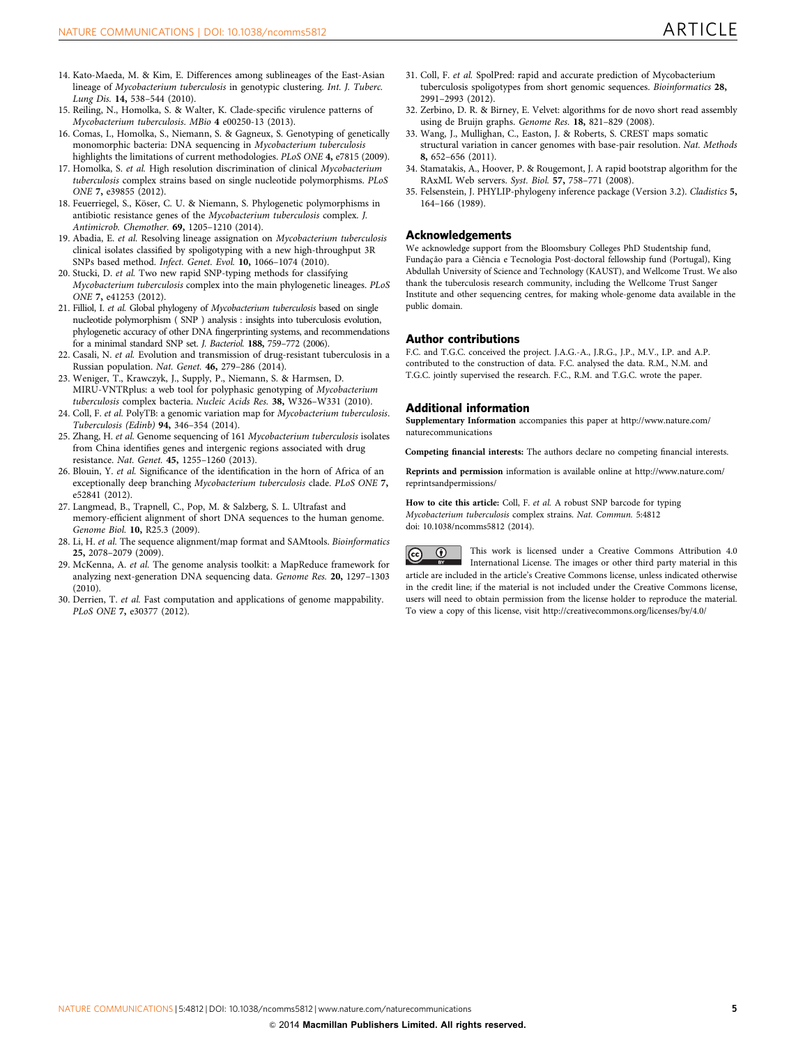14. Kato-Maeda, M. & Kim, E. Differences among sublineages of the East-Asian lineage of *Mycobacterium tuberculosis* in genotypic clustering. *Int. J. Tuberc. Lung Dis.* **14,** 538–544 (2010).
15. Reiling, N., Homolka, S. & Walter, K. Clade-specific virulence patterns of *Mycobacterium tuberculosis*. *MBio* **4** e00250-13 (2013).
16. Comas, I., Homolka, S., Niemann, S. & Gagneux, S. Genotyping of genetically monomorphic bacteria: DNA sequencing in *Mycobacterium tuberculosis* highlights the limitations of current methodologies. *PLoS ONE* **4,** e7815 (2009).
17. Homolka, S. *et al.* High resolution discrimination of clinical *Mycobacterium tuberculosis* complex strains based on single nucleotide polymorphisms. *PLoS ONE* **7,** e39855 (2012).
18. Feuerriegel, S., Köser, C. U. & Niemann, S. Phylogenetic polymorphisms in antibiotic resistance genes of the *Mycobacterium tuberculosis* complex. *J. Antimicrob. Chemother.* **69,** 1205–1210 (2014).
19. Abadia, E. *et al.* Resolving lineage assignation on *Mycobacterium tuberculosis* clinical isolates classified by spoligotyping with a new high-throughput 3R SNPs based method. *Infect. Genet. Evol.* **10,** 1066–1074 (2010).
20. Stucki, D. *et al.* Two new rapid SNP-typing methods for classifying *Mycobacterium tuberculosis* complex into the main phylogenetic lineages. *PLoS ONE* **7,** e41253 (2012).
21. Filliol, I. *et al.* Global phylogeny of *Mycobacterium tuberculosis* based on single nucleotide polymorphism ( SNP ) analysis : insights into tuberculosis evolution, phylogenetic accuracy of other DNA fingerprinting systems, and recommendations for a minimal standard SNP set. *J. Bacteriol.* **188,** 759–772 (2006).
22. Casali, N. *et al.* Evolution and transmission of drug-resistant tuberculosis in a Russian population. *Nat. Genet.* **46,** 279–286 (2014).
23. Weniger, T., Krawczyk, J., Supply, P., Niemann, S. & Harmsen, D. MIRU-VNTRplus: a web tool for polyphasic genotyping of *Mycobacterium tuberculosis* complex bacteria. *Nucleic Acids Res.* **38,** W326–W331 (2010).
24. Coll, F. *et al.* PolyTB: a genomic variation map for *Mycobacterium tuberculosis*. *Tuberculosis (Edinb)* **94,** 346–354 (2014).
25. Zhang, H. *et al.* Genome sequencing of 161 *Mycobacterium tuberculosis* isolates from China identifies genes and intergenic regions associated with drug resistance. *Nat. Genet.* **45,** 1255–1260 (2013).
26. Blouin, Y. *et al.* Significance of the identification in the horn of Africa of an exceptionally deep branching *Mycobacterium tuberculosis* clade. *PLoS ONE* **7,** e52841 (2012).
27. Langmead, B., Trapnell, C., Pop, M. & Salzberg, S. L. Ultrafast and memory-efficient alignment of short DNA sequences to the human genome. *Genome Biol.* **10,** R25.3 (2009).
28. Li, H. *et al.* The sequence alignment/map format and SAMtools. *Bioinformatics* **25,** 2078–2079 (2009).
29. McKenna, A. *et al.* The genome analysis toolkit: a MapReduce framework for analyzing next-generation DNA sequencing data. *Genome Res.* **20,** 1297–1303 (2010).
30. Derrien, T. *et al.* Fast computation and applications of genome mappability. *PLoS ONE* **7,** e30377 (2012).
31. Coll, F. *et al.* SpolPred: rapid and accurate prediction of Mycobacterium tuberculosis spoligotypes from short genomic sequences. *Bioinformatics* **28,** 2991–2993 (2012).
32. Zerbino, D. R. & Birney, E. Velvet: algorithms for de novo short read assembly using de Bruijn graphs. *Genome Res.* **18,** 821–829 (2008).
33. Wang, J., Mullighan, C., Easton, J. & Roberts, S. CREST maps somatic structural variation in cancer genomes with base-pair resolution. *Nat. Methods* **8,** 652–656 (2011).
34. Stamatakis, A., Hoover, P. & Rougemont, J. A rapid bootstrap algorithm for the RAxML Web servers. *Syst. Biol.* **57,** 758–771 (2008).
35. Felsenstein, J. PHYLIP-phylogeny inference package (Version 3.2). *Cladistics* **5,** 164–166 (1989).

## Acknowledgements

We acknowledge support from the Bloomsbury Colleges PhD Studentship fund, Fundação para a Ciência e Tecnologia Post-doctoral fellowship fund (Portugal), King Abdullah University of Science and Technology (KAUST), and Wellcome Trust. We also thank the tuberculosis research community, including the Wellcome Trust Sanger Institute and other sequencing centres, for making whole-genome data available in the public domain.

## Author contributions

F.C. and T.G.C. conceived the project. J.A.G.-A., J.R.G., J.P., M.V., I.P. and A.P. contributed to the construction of data. F.C. analysed the data. R.M., N.M. and T.G.C. jointly supervised the research. F.C., R.M. and T.G.C. wrote the paper.

## Additional information

**Supplementary Information** accompanies this paper at http://www.nature.com/naturecommunications

**Competing financial interests:** The authors declare no competing financial interests.

**Reprints and permission** information is available online at http://www.nature.com/reprintsandpermissions/

**How to cite this article:** Coll, F. *et al.* A robust SNP barcode for typing *Mycobacterium tuberculosis* complex strains. *Nat. Commun.* 5:4812 doi: 10.1038/ncomms5812 (2014).

This work is licensed under a Creative Commons Attribution 4.0 International License. The images or other third party material in this article are included in the article's Creative Commons license, unless indicated otherwise in the credit line; if the material is not included under the Creative Commons license, users will need to obtain permission from the license holder to reproduce the material. To view a copy of this license, visit http://creativecommons.org/licenses/by/4.0/